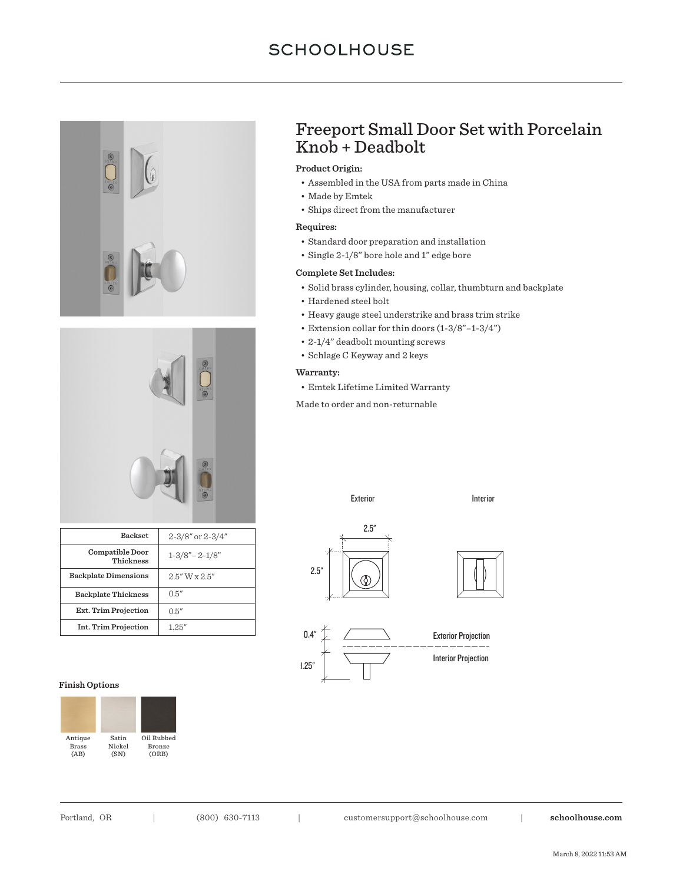# Freeport Small Door Set with Porcelain Knob + Deadbolt

**Product Origin:**

- Assembled in the USA from parts made in China
- Made by Emtek
- Ships direct from the manufacturer

**Requires:**

- Standard door preparation and installation
- Single 2-1/8" bore hole and 1" edge bore

**Complete Set Includes:**

- Solid brass cylinder, housing, collar, thumbturn and backplate
- Hardened steel bolt
- Heavy gauge steel understrike and brass trim strike
- Extension collar for thin doors (1-3/8"–1-3/4")
- 2-1/4" deadbolt mounting screws
- Schlage C Keyway and 2 keys

**Warranty:**

- Emtek Lifetime Limited Warranty

Made to order and non-returnable

| Backset | 2-3/8" or 2-3/4" |
| --- | --- |
| Compatible Door Thickness | 1-3/8"– 2-1/8" |
| Backplate Dimensions | 2.5" W x 2.5" |
| Backplate Thickness | 0.5" |
| Ext. Trim Projection | 0.5" |
| Int. Trim Projection | 1.25" |

Exterior | Interior

2.5" | 2.5"

0.4" Exterior Projection

1.25" Interior Projection

**Finish Options**

- Antique Brass (AB)
- Satin Nickel (SN)
- Oil Rubbed Bronze (ORB)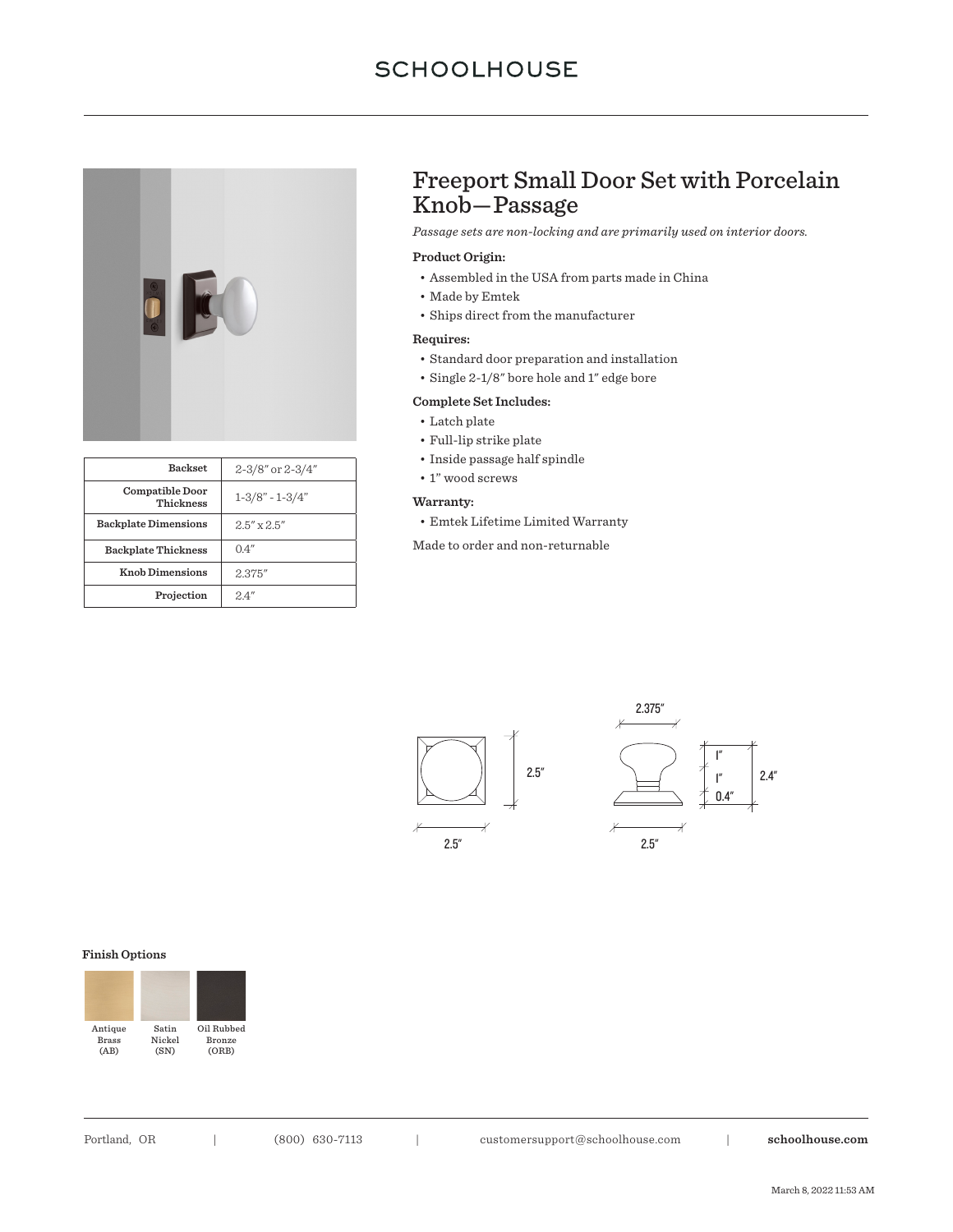# Freeport Small Door Set with Porcelain Knob—Passage

*Passage sets are non-locking and are primarily used on interior doors.*

**Product Origin:**

- Assembled in the USA from parts made in China
- Made by Emtek
- Ships direct from the manufacturer

**Requires:**

- Standard door preparation and installation
- Single 2-1/8″ bore hole and 1″ edge bore

**Complete Set Includes:**

- Latch plate
- Full-lip strike plate
- Inside passage half spindle
- 1″ wood screws

**Warranty:**

- Emtek Lifetime Limited Warranty

Made to order and non-returnable

| | |
|---|---|
| **Backset** | 2-3/8″ or 2-3/4″ |
| **Compatible Door Thickness** | 1-3/8″ - 1-3/4″ |
| **Backplate Dimensions** | 2.5″ x 2.5″ |
| **Backplate Thickness** | 0.4″ |
| **Knob Dimensions** | 2.375″ |
| **Projection** | 2.4″ |

2.5″
2.5″
2.375″
1″
1″
0.4″
2.4″
2.5″

**Finish Options**

Antique Brass (AB)
Satin Nickel (SN)
Oil Rubbed Bronze (ORB)